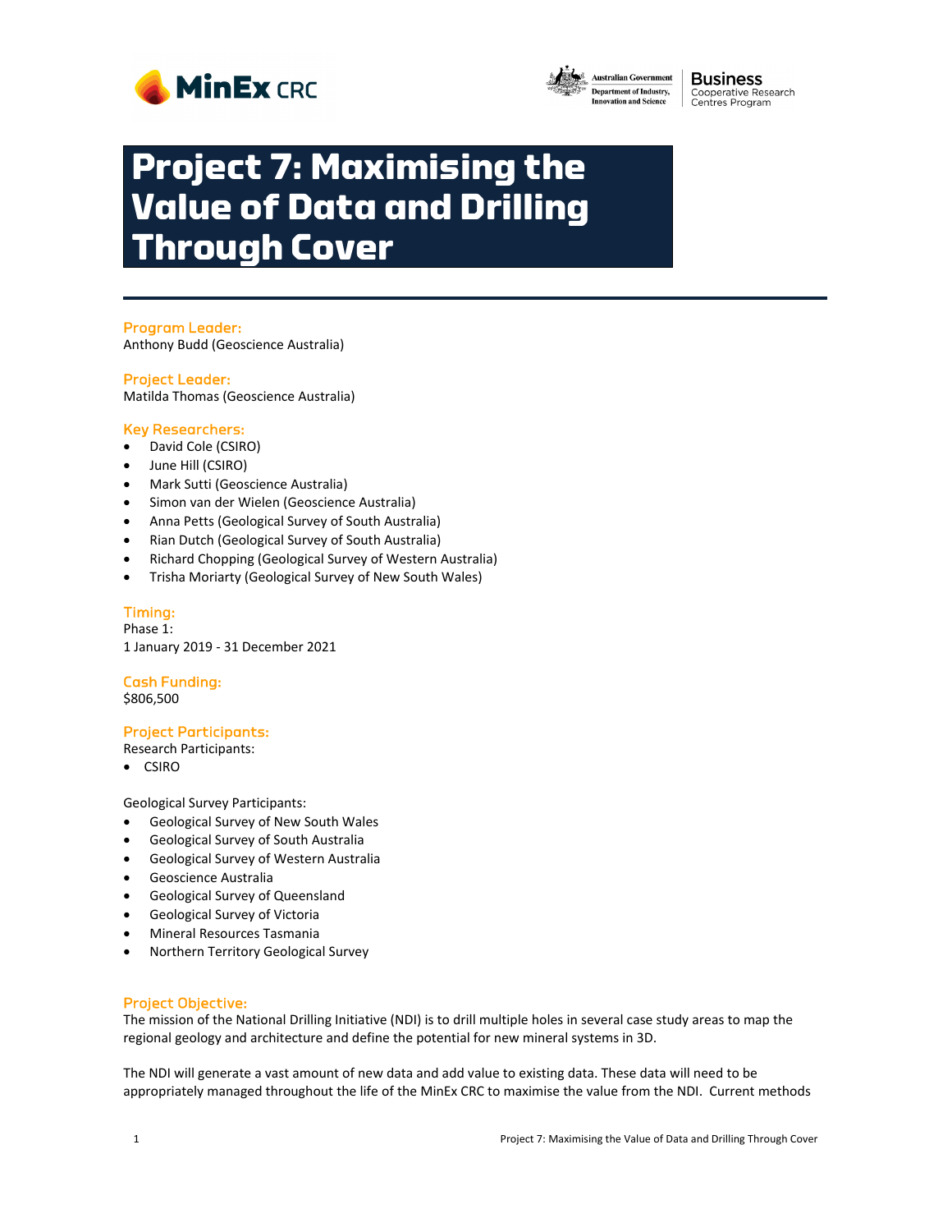# Project 7: Maximising the Value of Data and Drilling Through Cover

## Program Leader:

Anthony Budd (Geoscience Australia)

## Project Leader:

Matilda Thomas (Geoscience Australia)

## Key Researchers:

- David Cole (CSIRO)
- June Hill (CSIRO)
- Mark Sutti (Geoscience Australia)
- Simon van der Wielen (Geoscience Australia)
- Anna Petts (Geological Survey of South Australia)
- Rian Dutch (Geological Survey of South Australia)
- Richard Chopping (Geological Survey of Western Australia)
- Trisha Moriarty (Geological Survey of New South Wales)

## Timing:

Phase 1:
1 January 2019 - 31 December 2021

## Cash Funding:

$806,500

## Project Participants:

Research Participants:

- CSIRO

Geological Survey Participants:

- Geological Survey of New South Wales
- Geological Survey of South Australia
- Geological Survey of Western Australia
- Geoscience Australia
- Geological Survey of Queensland
- Geological Survey of Victoria
- Mineral Resources Tasmania
- Northern Territory Geological Survey

## Project Objective:

The mission of the National Drilling Initiative (NDI) is to drill multiple holes in several case study areas to map the regional geology and architecture and define the potential for new mineral systems in 3D.

The NDI will generate a vast amount of new data and add value to existing data. These data will need to be appropriately managed throughout the life of the MinEx CRC to maximise the value from the NDI. Current methods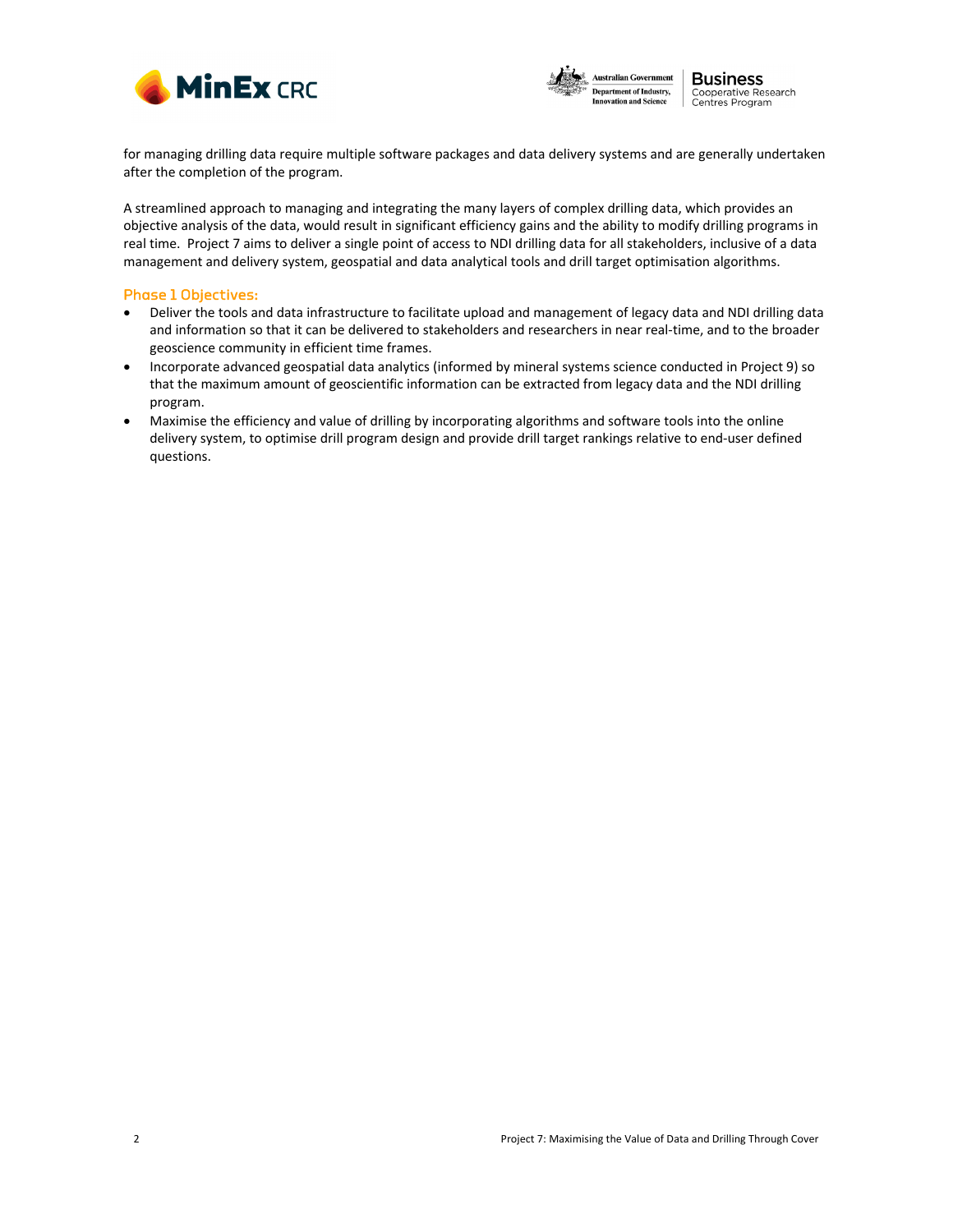for managing drilling data require multiple software packages and data delivery systems and are generally undertaken after the completion of the program.

A streamlined approach to managing and integrating the many layers of complex drilling data, which provides an objective analysis of the data, would result in significant efficiency gains and the ability to modify drilling programs in real time. Project 7 aims to deliver a single point of access to NDI drilling data for all stakeholders, inclusive of a data management and delivery system, geospatial and data analytical tools and drill target optimisation algorithms.

### Phase 1 Objectives:

- Deliver the tools and data infrastructure to facilitate upload and management of legacy data and NDI drilling data and information so that it can be delivered to stakeholders and researchers in near real-time, and to the broader geoscience community in efficient time frames.
- Incorporate advanced geospatial data analytics (informed by mineral systems science conducted in Project 9) so that the maximum amount of geoscientific information can be extracted from legacy data and the NDI drilling program.
- Maximise the efficiency and value of drilling by incorporating algorithms and software tools into the online delivery system, to optimise drill program design and provide drill target rankings relative to end-user defined questions.